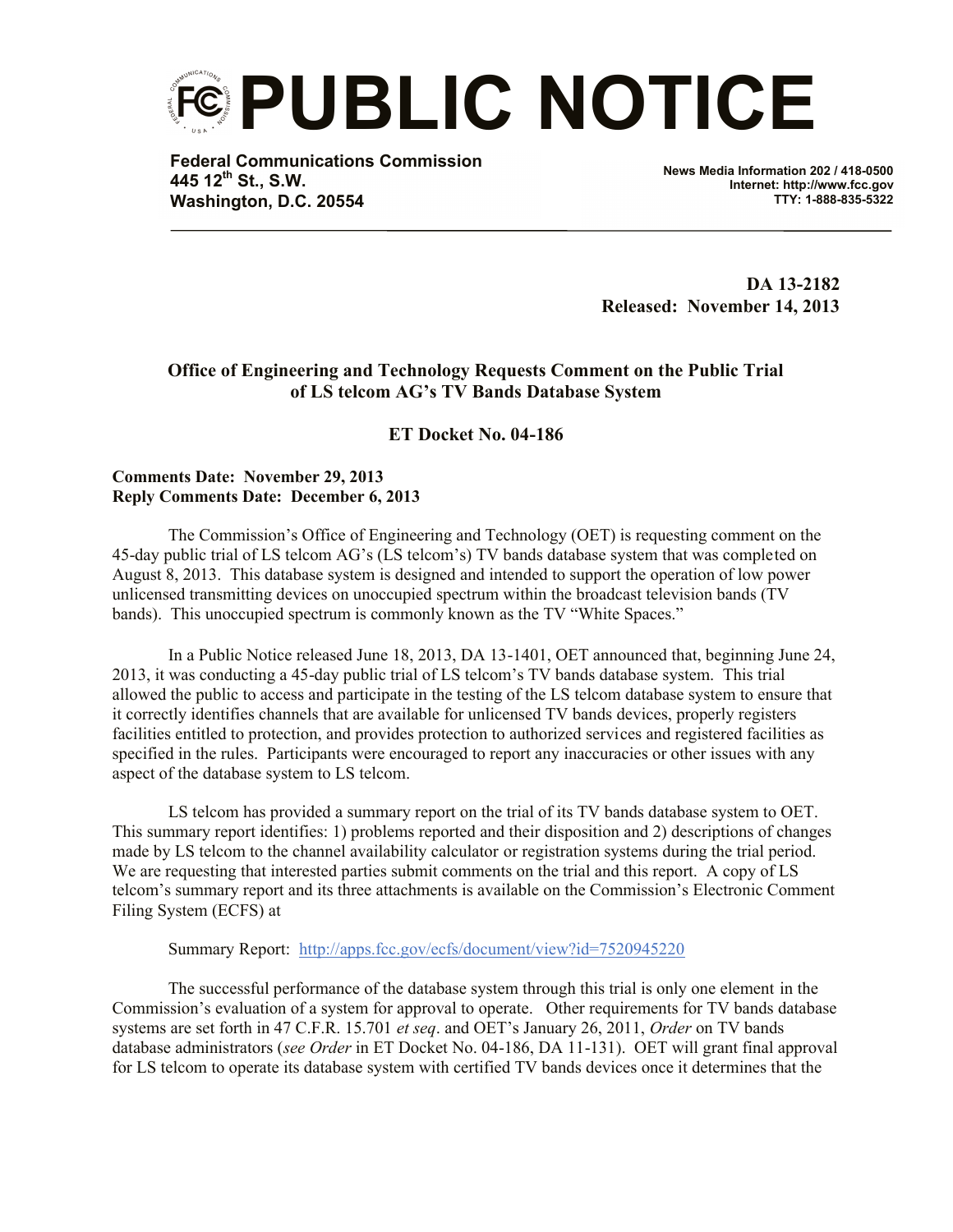# PUBLIC NOTICE

**Federal Communications Commission**
**445 12th St., S.W.**
**Washington, D.C. 20554**

**News Media Information 202 / 418-0500**
**Internet: http://www.fcc.gov**
**TTY: 1-888-835-5322**

**DA 13-2182**
**Released: November 14, 2013**

**Office of Engineering and Technology Requests Comment on the Public Trial of LS telcom AG's TV Bands Database System**

**ET Docket No. 04-186**

**Comments Date: November 29, 2013**
**Reply Comments Date: December 6, 2013**

The Commission's Office of Engineering and Technology (OET) is requesting comment on the 45-day public trial of LS telcom AG's (LS telcom's) TV bands database system that was completed on August 8, 2013. This database system is designed and intended to support the operation of low power unlicensed transmitting devices on unoccupied spectrum within the broadcast television bands (TV bands). This unoccupied spectrum is commonly known as the TV "White Spaces."

In a Public Notice released June 18, 2013, DA 13-1401, OET announced that, beginning June 24, 2013, it was conducting a 45-day public trial of LS telcom's TV bands database system. This trial allowed the public to access and participate in the testing of the LS telcom database system to ensure that it correctly identifies channels that are available for unlicensed TV bands devices, properly registers facilities entitled to protection, and provides protection to authorized services and registered facilities as specified in the rules. Participants were encouraged to report any inaccuracies or other issues with any aspect of the database system to LS telcom.

LS telcom has provided a summary report on the trial of its TV bands database system to OET. This summary report identifies: 1) problems reported and their disposition and 2) descriptions of changes made by LS telcom to the channel availability calculator or registration systems during the trial period. We are requesting that interested parties submit comments on the trial and this report. A copy of LS telcom's summary report and its three attachments is available on the Commission's Electronic Comment Filing System (ECFS) at

Summary Report: http://apps.fcc.gov/ecfs/document/view?id=7520945220

The successful performance of the database system through this trial is only one element in the Commission's evaluation of a system for approval to operate. Other requirements for TV bands database systems are set forth in 47 C.F.R. 15.701 *et seq*. and OET's January 26, 2011, *Order* on TV bands database administrators (*see Order* in ET Docket No. 04-186, DA 11-131). OET will grant final approval for LS telcom to operate its database system with certified TV bands devices once it determines that the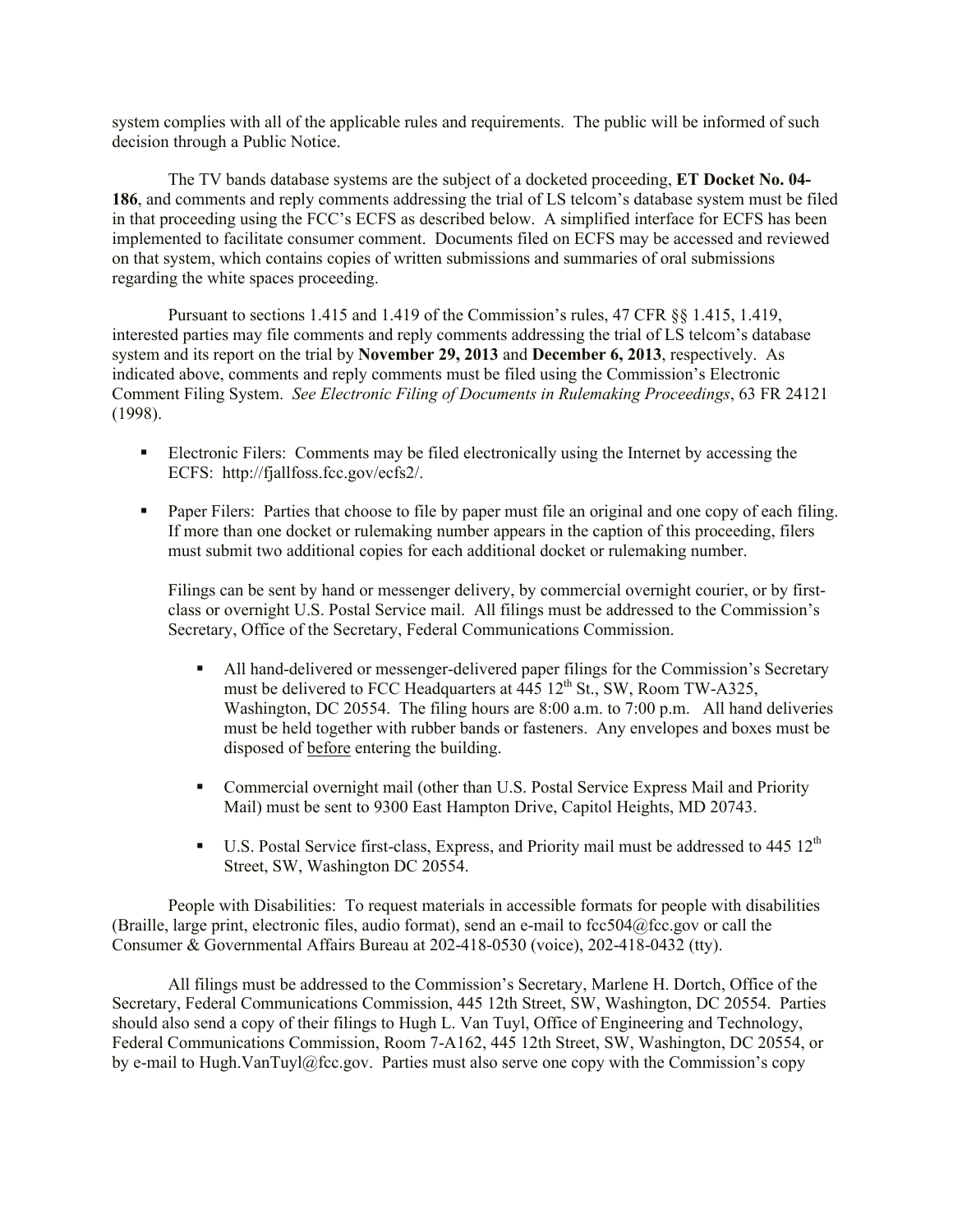system complies with all of the applicable rules and requirements. The public will be informed of such decision through a Public Notice.

The TV bands database systems are the subject of a docketed proceeding, **ET Docket No. 04-186**, and comments and reply comments addressing the trial of LS telcom's database system must be filed in that proceeding using the FCC's ECFS as described below. A simplified interface for ECFS has been implemented to facilitate consumer comment. Documents filed on ECFS may be accessed and reviewed on that system, which contains copies of written submissions and summaries of oral submissions regarding the white spaces proceeding.

Pursuant to sections 1.415 and 1.419 of the Commission's rules, 47 CFR §§ 1.415, 1.419, interested parties may file comments and reply comments addressing the trial of LS telcom's database system and its report on the trial by **November 29, 2013** and **December 6, 2013**, respectively. As indicated above, comments and reply comments must be filed using the Commission's Electronic Comment Filing System. *See Electronic Filing of Documents in Rulemaking Proceedings*, 63 FR 24121 (1998).

- Electronic Filers: Comments may be filed electronically using the Internet by accessing the ECFS: http://fjallfoss.fcc.gov/ecfs2/.
- Paper Filers: Parties that choose to file by paper must file an original and one copy of each filing. If more than one docket or rulemaking number appears in the caption of this proceeding, filers must submit two additional copies for each additional docket or rulemaking number.

  Filings can be sent by hand or messenger delivery, by commercial overnight courier, or by first-class or overnight U.S. Postal Service mail. All filings must be addressed to the Commission's Secretary, Office of the Secretary, Federal Communications Commission.

  - All hand-delivered or messenger-delivered paper filings for the Commission's Secretary must be delivered to FCC Headquarters at 445 12th St., SW, Room TW-A325, Washington, DC 20554. The filing hours are 8:00 a.m. to 7:00 p.m. All hand deliveries must be held together with rubber bands or fasteners. Any envelopes and boxes must be disposed of before entering the building.
  - Commercial overnight mail (other than U.S. Postal Service Express Mail and Priority Mail) must be sent to 9300 East Hampton Drive, Capitol Heights, MD 20743.
  - U.S. Postal Service first-class, Express, and Priority mail must be addressed to 445 12th Street, SW, Washington DC 20554.

People with Disabilities: To request materials in accessible formats for people with disabilities (Braille, large print, electronic files, audio format), send an e-mail to fcc504@fcc.gov or call the Consumer & Governmental Affairs Bureau at 202-418-0530 (voice), 202-418-0432 (tty).

All filings must be addressed to the Commission's Secretary, Marlene H. Dortch, Office of the Secretary, Federal Communications Commission, 445 12th Street, SW, Washington, DC 20554. Parties should also send a copy of their filings to Hugh L. Van Tuyl, Office of Engineering and Technology, Federal Communications Commission, Room 7-A162, 445 12th Street, SW, Washington, DC 20554, or by e-mail to Hugh.VanTuyl@fcc.gov. Parties must also serve one copy with the Commission's copy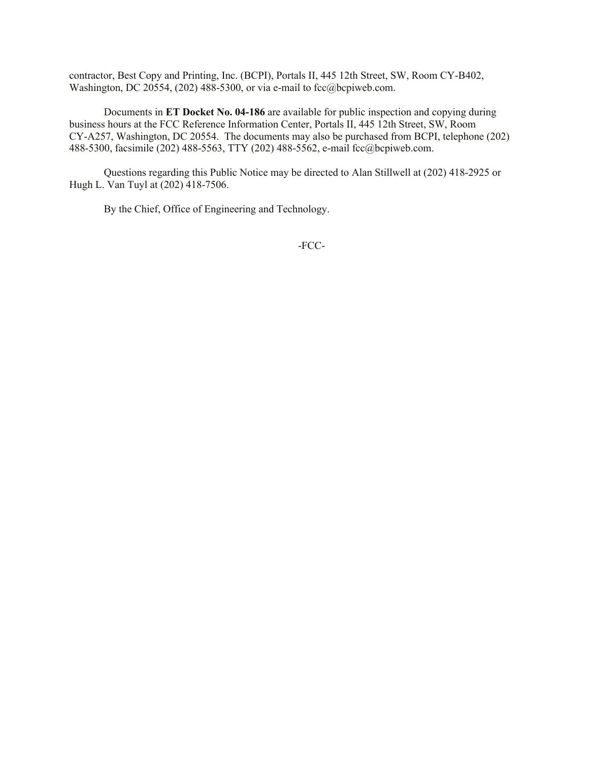contractor, Best Copy and Printing, Inc. (BCPI), Portals II, 445 12th Street, SW, Room CY-B402, Washington, DC 20554, (202) 488-5300, or via e-mail to fcc@bcpiweb.com.

Documents in **ET Docket No. 04-186** are available for public inspection and copying during business hours at the FCC Reference Information Center, Portals II, 445 12th Street, SW, Room CY-A257, Washington, DC 20554. The documents may also be purchased from BCPI, telephone (202) 488-5300, facsimile (202) 488-5563, TTY (202) 488-5562, e-mail fcc@bcpiweb.com.

Questions regarding this Public Notice may be directed to Alan Stillwell at (202) 418-2925 or Hugh L. Van Tuyl at (202) 418-7506.

By the Chief, Office of Engineering and Technology.

-FCC-